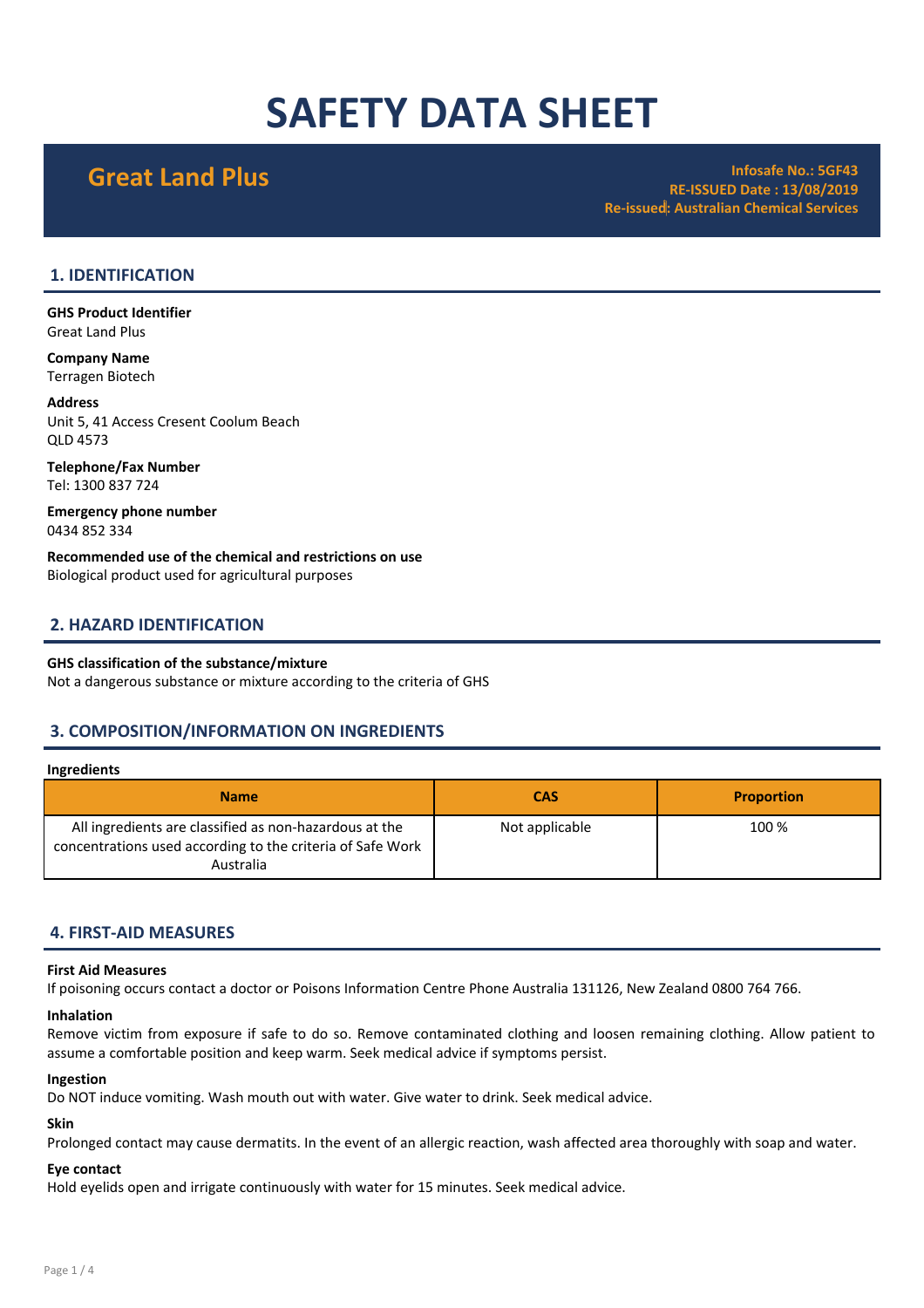# SAFETY DATA SHEET

## Great Land Plus

**Infosafe No.: 5GF43**
**RE-ISSUED Date : 13/08/2019**
**Re-issued: Australian Chemical Services**

## 1. IDENTIFICATION

**GHS Product Identifier**
Great Land Plus

**Company Name**
Terragen Biotech

**Address**
Unit 5, 41 Access Cresent Coolum Beach
QLD 4573

**Telephone/Fax Number**
Tel: 1300 837 724

**Emergency phone number**
0434 852 334

**Recommended use of the chemical and restrictions on use**
Biological product used for agricultural purposes

## 2. HAZARD IDENTIFICATION

**GHS classification of the substance/mixture**
Not a dangerous substance or mixture according to the criteria of GHS

## 3. COMPOSITION/INFORMATION ON INGREDIENTS

**Ingredients**

| Name | CAS | Proportion |
|---|---|---|
| All ingredients are classified as non-hazardous at the concentrations used according to the criteria of Safe Work Australia | Not applicable | 100 % |

## 4. FIRST-AID MEASURES

**First Aid Measures**
If poisoning occurs contact a doctor or Poisons Information Centre Phone Australia 131126, New Zealand 0800 764 766.

**Inhalation**
Remove victim from exposure if safe to do so. Remove contaminated clothing and loosen remaining clothing. Allow patient to assume a comfortable position and keep warm. Seek medical advice if symptoms persist.

**Ingestion**
Do NOT induce vomiting. Wash mouth out with water. Give water to drink. Seek medical advice.

**Skin**
Prolonged contact may cause dermatits. In the event of an allergic reaction, wash affected area thoroughly with soap and water.

**Eye contact**
Hold eyelids open and irrigate continuously with water for 15 minutes. Seek medical advice.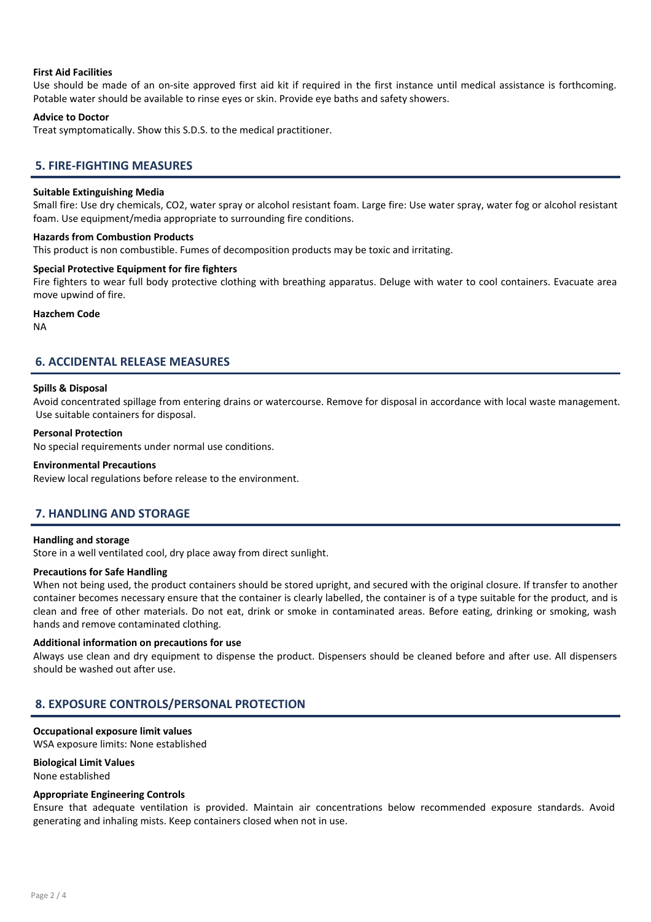**First Aid Facilities**

Use should be made of an on-site approved first aid kit if required in the first instance until medical assistance is forthcoming. Potable water should be available to rinse eyes or skin. Provide eye baths and safety showers.

**Advice to Doctor**

Treat symptomatically. Show this S.D.S. to the medical practitioner.

## 5. FIRE-FIGHTING MEASURES

**Suitable Extinguishing Media**

Small fire: Use dry chemicals, $CO_2$, water spray or alcohol resistant foam. Large fire: Use water spray, water fog or alcohol resistant foam. Use equipment/media appropriate to surrounding fire conditions.

**Hazards from Combustion Products**

This product is non combustible. Fumes of decomposition products may be toxic and irritating.

**Special Protective Equipment for fire fighters**

Fire fighters to wear full body protective clothing with breathing apparatus. Deluge with water to cool containers. Evacuate area move upwind of fire.

**Hazchem Code**

NA

## 6. ACCIDENTAL RELEASE MEASURES

**Spills & Disposal**

Avoid concentrated spillage from entering drains or watercourse. Remove for disposal in accordance with local waste management. Use suitable containers for disposal.

**Personal Protection**

No special requirements under normal use conditions.

**Environmental Precautions**

Review local regulations before release to the environment.

## 7. HANDLING AND STORAGE

**Handling and storage**

Store in a well ventilated cool, dry place away from direct sunlight.

**Precautions for Safe Handling**

When not being used, the product containers should be stored upright, and secured with the original closure. If transfer to another container becomes necessary ensure that the container is clearly labelled, the container is of a type suitable for the product, and is clean and free of other materials. Do not eat, drink or smoke in contaminated areas. Before eating, drinking or smoking, wash hands and remove contaminated clothing.

**Additional information on precautions for use**

Always use clean and dry equipment to dispense the product. Dispensers should be cleaned before and after use. All dispensers should be washed out after use.

## 8. EXPOSURE CONTROLS/PERSONAL PROTECTION

**Occupational exposure limit values**

WSA exposure limits: None established

**Biological Limit Values**

None established

**Appropriate Engineering Controls**

Ensure that adequate ventilation is provided. Maintain air concentrations below recommended exposure standards. Avoid generating and inhaling mists. Keep containers closed when not in use.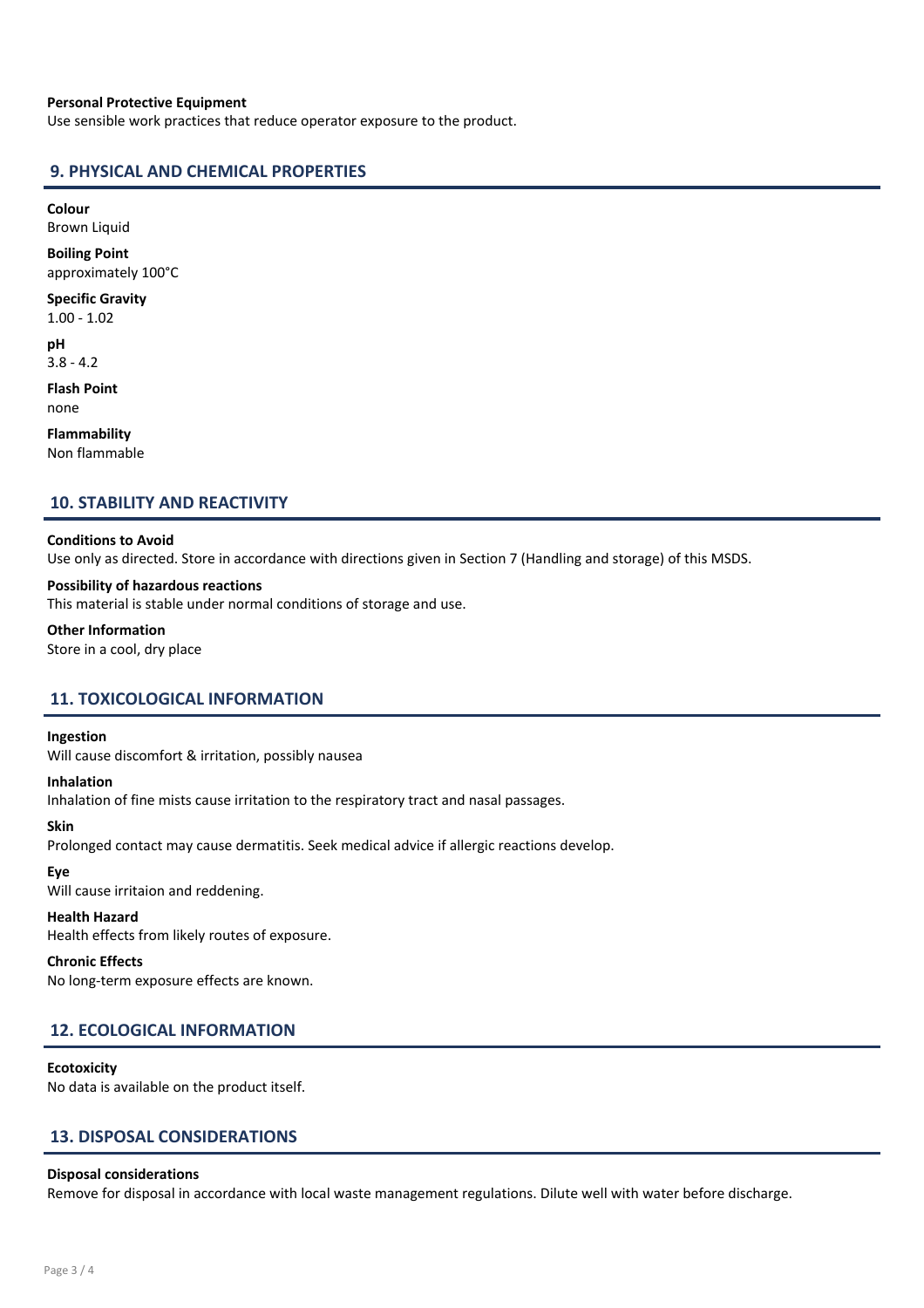**Personal Protective Equipment**
Use sensible work practices that reduce operator exposure to the product.

## 9. PHYSICAL AND CHEMICAL PROPERTIES

**Colour**
Brown Liquid

**Boiling Point**
approximately 100°C

**Specific Gravity**
1.00 - 1.02

**pH**
3.8 - 4.2

**Flash Point**
none

**Flammability**
Non flammable

## 10. STABILITY AND REACTIVITY

**Conditions to Avoid**
Use only as directed. Store in accordance with directions given in Section 7 (Handling and storage) of this MSDS.

**Possibility of hazardous reactions**
This material is stable under normal conditions of storage and use.

**Other Information**
Store in a cool, dry place

## 11. TOXICOLOGICAL INFORMATION

**Ingestion**
Will cause discomfort & irritation, possibly nausea

**Inhalation**
Inhalation of fine mists cause irritation to the respiratory tract and nasal passages.

**Skin**
Prolonged contact may cause dermatitis. Seek medical advice if allergic reactions develop.

**Eye**
Will cause irritaion and reddening.

**Health Hazard**
Health effects from likely routes of exposure.

**Chronic Effects**
No long-term exposure effects are known.

## 12. ECOLOGICAL INFORMATION

**Ecotoxicity**
No data is available on the product itself.

## 13. DISPOSAL CONSIDERATIONS

**Disposal considerations**
Remove for disposal in accordance with local waste management regulations. Dilute well with water before discharge.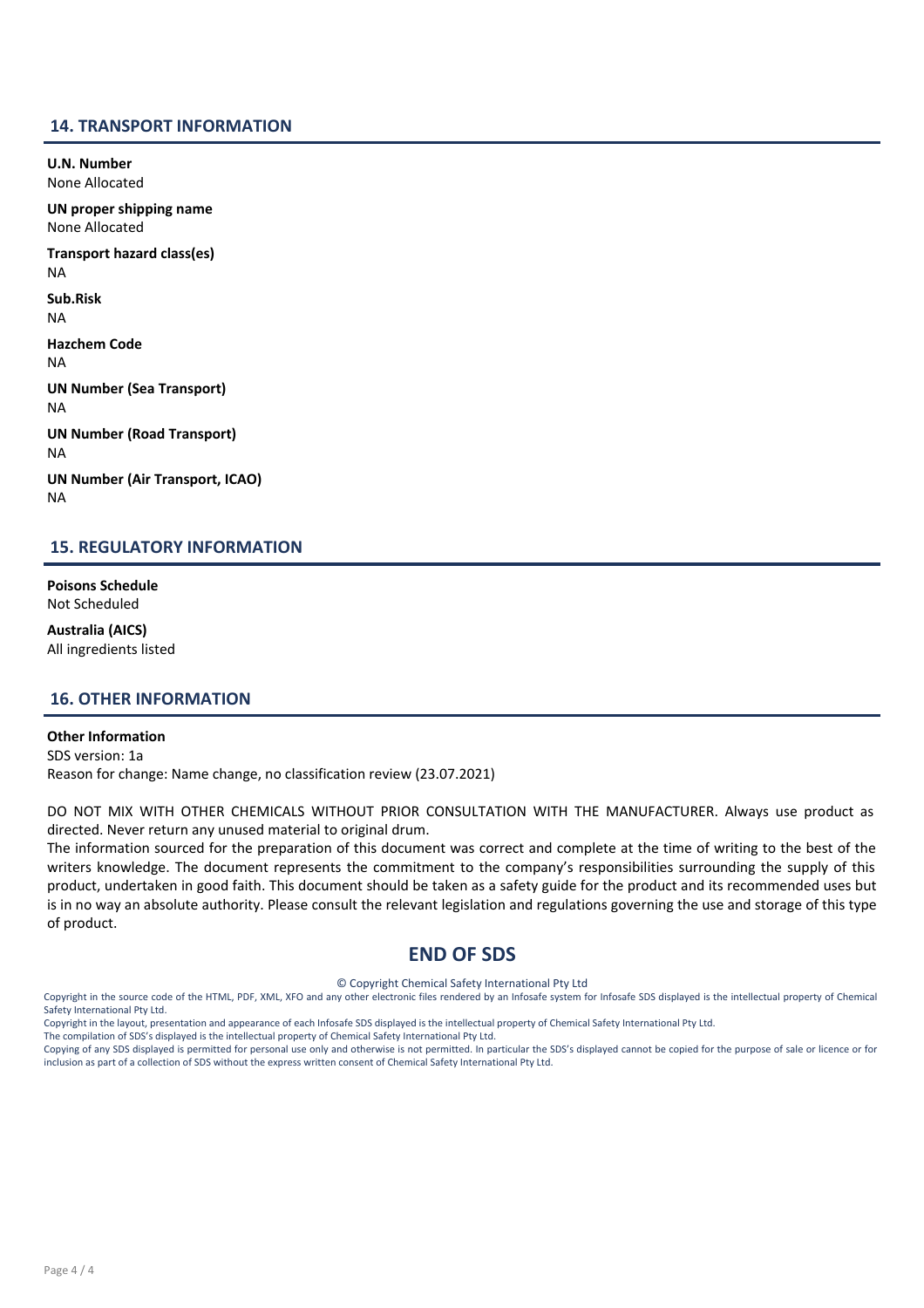## 14. TRANSPORT INFORMATION

**U.N. Number**
None Allocated

**UN proper shipping name**
None Allocated

**Transport hazard class(es)**
NA

**Sub.Risk**
NA

**Hazchem Code**
NA

**UN Number (Sea Transport)**
NA

**UN Number (Road Transport)**
NA

**UN Number (Air Transport, ICAO)**
NA

## 15. REGULATORY INFORMATION

**Poisons Schedule**
Not Scheduled

**Australia (AICS)**
All ingredients listed

## 16. OTHER INFORMATION

**Other Information**
SDS version: 1a
Reason for change: Name change, no classification review (23.07.2021)

DO NOT MIX WITH OTHER CHEMICALS WITHOUT PRIOR CONSULTATION WITH THE MANUFACTURER. Always use product as directed. Never return any unused material to original drum.
The information sourced for the preparation of this document was correct and complete at the time of writing to the best of the writers knowledge. The document represents the commitment to the company's responsibilities surrounding the supply of this product, undertaken in good faith. This document should be taken as a safety guide for the product and its recommended uses but is in no way an absolute authority. Please consult the relevant legislation and regulations governing the use and storage of this type of product.

## END OF SDS

© Copyright Chemical Safety International Pty Ltd

Copyright in the source code of the HTML, PDF, XML, XFO and any other electronic files rendered by an Infosafe system for Infosafe SDS displayed is the intellectual property of Chemical Safety International Pty Ltd.

Copyright in the layout, presentation and appearance of each Infosafe SDS displayed is the intellectual property of Chemical Safety International Pty Ltd.

The compilation of SDS's displayed is the intellectual property of Chemical Safety International Pty Ltd.

Copying of any SDS displayed is permitted for personal use only and otherwise is not permitted. In particular the SDS's displayed cannot be copied for the purpose of sale or licence or for inclusion as part of a collection of SDS without the express written consent of Chemical Safety International Pty Ltd.